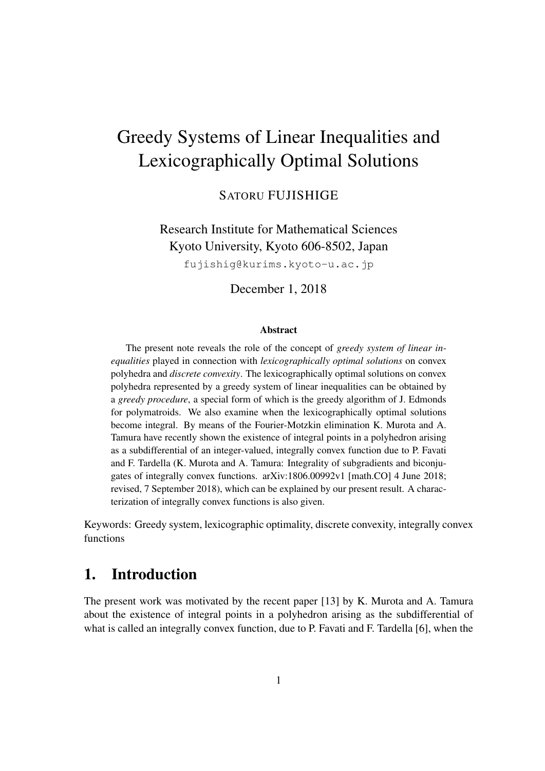# Greedy Systems of Linear Inequalities and Lexicographically Optimal Solutions

SATORU FUJISHIGE

Research Institute for Mathematical Sciences
Kyoto University, Kyoto 606-8502, Japan
fujishig@kurims.kyoto-u.ac.jp

December 1, 2018

### Abstract

The present note reveals the role of the concept of *greedy system of linear inequalities* played in connection with *lexicographically optimal solutions* on convex polyhedra and *discrete convexity*. The lexicographically optimal solutions on convex polyhedra represented by a greedy system of linear inequalities can be obtained by a *greedy procedure*, a special form of which is the greedy algorithm of J. Edmonds for polymatroids. We also examine when the lexicographically optimal solutions become integral. By means of the Fourier-Motzkin elimination K. Murota and A. Tamura have recently shown the existence of integral points in a polyhedron arising as a subdifferential of an integer-valued, integrally convex function due to P. Favati and F. Tardella (K. Murota and A. Tamura: Integrality of subgradients and biconjugates of integrally convex functions. arXiv:1806.00992v1 [math.CO] 4 June 2018; revised, 7 September 2018), which can be explained by our present result. A characterization of integrally convex functions is also given.

Keywords: Greedy system, lexicographic optimality, discrete convexity, integrally convex functions

## 1. Introduction

The present work was motivated by the recent paper [13] by K. Murota and A. Tamura about the existence of integral points in a polyhedron arising as the subdifferential of what is called an integrally convex function, due to P. Favati and F. Tardella [6], when the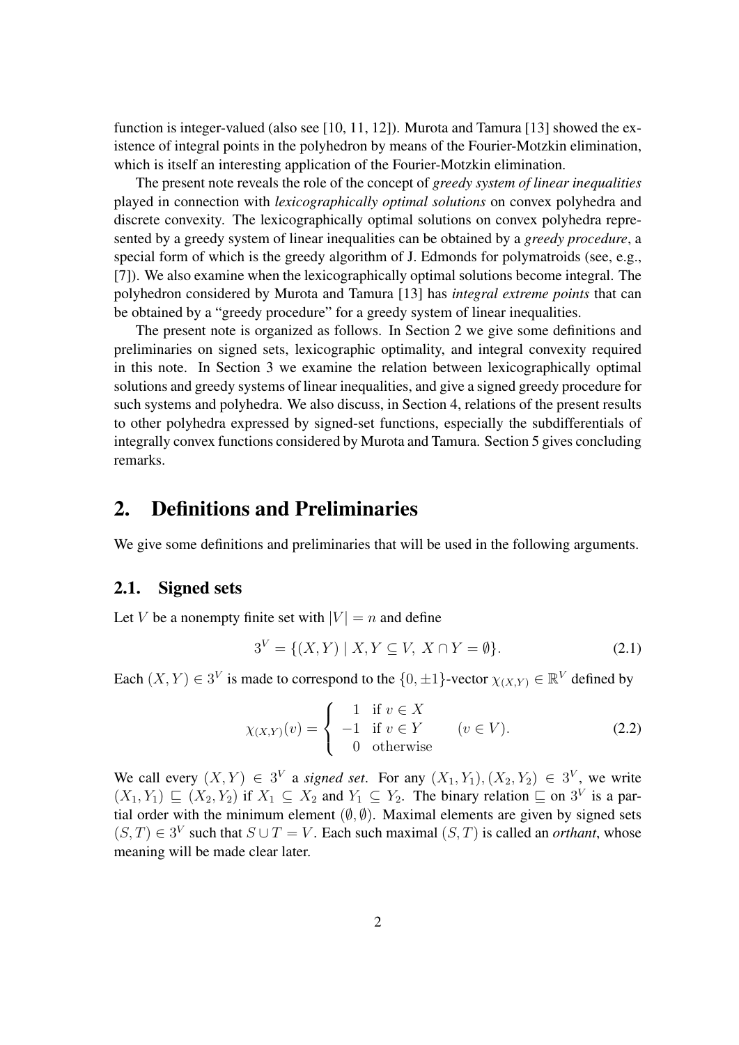function is integer-valued (also see [10, 11, 12]). Murota and Tamura [13] showed the existence of integral points in the polyhedron by means of the Fourier-Motzkin elimination, which is itself an interesting application of the Fourier-Motzkin elimination.

The present note reveals the role of the concept of *greedy system of linear inequalities* played in connection with *lexicographically optimal solutions* on convex polyhedra and discrete convexity. The lexicographically optimal solutions on convex polyhedra represented by a greedy system of linear inequalities can be obtained by a *greedy procedure*, a special form of which is the greedy algorithm of J. Edmonds for polymatroids (see, e.g., [7]). We also examine when the lexicographically optimal solutions become integral. The polyhedron considered by Murota and Tamura [13] has *integral extreme points* that can be obtained by a "greedy procedure" for a greedy system of linear inequalities.

The present note is organized as follows. In Section 2 we give some definitions and preliminaries on signed sets, lexicographic optimality, and integral convexity required in this note. In Section 3 we examine the relation between lexicographically optimal solutions and greedy systems of linear inequalities, and give a signed greedy procedure for such systems and polyhedra. We also discuss, in Section 4, relations of the present results to other polyhedra expressed by signed-set functions, especially the subdifferentials of integrally convex functions considered by Murota and Tamura. Section 5 gives concluding remarks.

## 2. Definitions and Preliminaries

We give some definitions and preliminaries that will be used in the following arguments.

### 2.1. Signed sets

Let $V$ be a nonempty finite set with $|V| = n$ and define

$$3^V = \{(X, Y) \mid X, Y \subseteq V,\ X \cap Y = \emptyset\}. \tag{2.1}$$

Each $(X, Y) \in 3^V$ is made to correspond to the $\{0, \pm 1\}$-vector $\chi_{(X,Y)} \in \mathbb{R}^V$ defined by

$$\chi_{(X,Y)}(v) = \begin{cases} 1 & \text{if } v \in X \\ -1 & \text{if } v \in Y \\ 0 & \text{otherwise} \end{cases} \qquad (v \in V). \tag{2.2}$$

We call every $(X, Y) \in 3^V$ a *signed set*. For any $(X_1, Y_1), (X_2, Y_2) \in 3^V$, we write $(X_1, Y_1) \sqsubseteq (X_2, Y_2)$ if $X_1 \subseteq X_2$ and $Y_1 \subseteq Y_2$. The binary relation $\sqsubseteq$ on $3^V$ is a partial order with the minimum element $(\emptyset, \emptyset)$. Maximal elements are given by signed sets $(S, T) \in 3^V$ such that $S \cup T = V$. Each such maximal $(S, T)$ is called an *orthant*, whose meaning will be made clear later.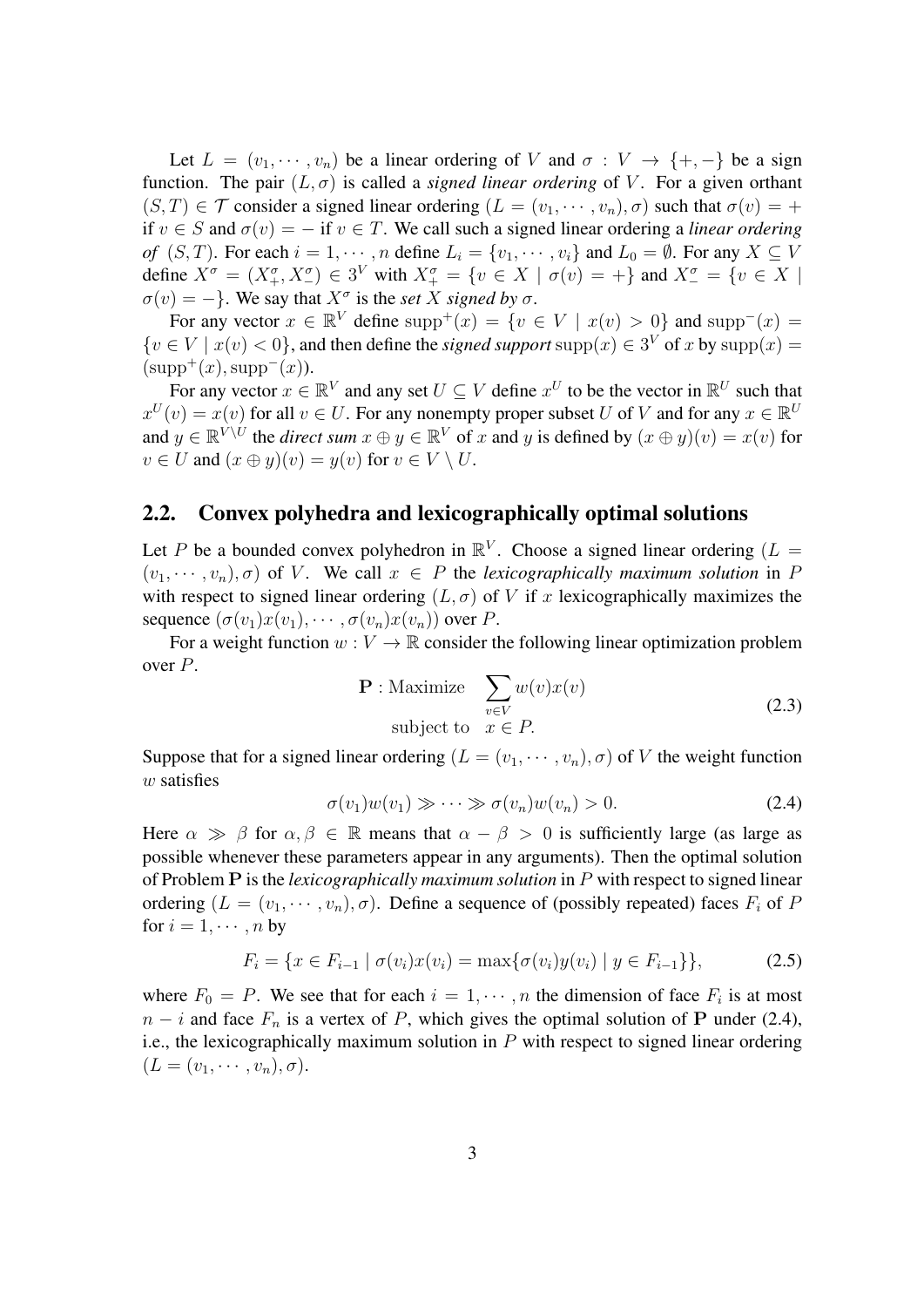Let $L = (v_1, \cdots, v_n)$ be a linear ordering of $V$ and $\sigma : V \to \{+, -\}$ be a sign function. The pair $(L, \sigma)$ is called a *signed linear ordering* of $V$. For a given orthant $(S, T) \in \mathcal{T}$ consider a signed linear ordering $(L = (v_1, \cdots, v_n), \sigma)$ such that $\sigma(v) = +$ if $v \in S$ and $\sigma(v) = -$ if $v \in T$. We call such a signed linear ordering a *linear ordering of* $(S, T)$. For each $i = 1, \cdots, n$ define $L_i = \{v_1, \cdots, v_i\}$ and $L_0 = \emptyset$. For any $X \subseteq V$ define $X^\sigma = (X^\sigma_+, X^\sigma_-) \in 3^V$ with $X^\sigma_+ = \{v \in X \mid \sigma(v) = +\}$ and $X^\sigma_- = \{v \in X \mid \sigma(v) = -\}$. We say that $X^\sigma$ is the *set $X$ signed by $\sigma$*.

For any vector $x \in \mathbb{R}^V$ define $\mathrm{supp}^+(x) = \{v \in V \mid x(v) > 0\}$ and $\mathrm{supp}^-(x) = \{v \in V \mid x(v) < 0\}$, and then define the *signed support* $\mathrm{supp}(x) \in 3^V$ of $x$ by $\mathrm{supp}(x) = (\mathrm{supp}^+(x), \mathrm{supp}^-(x))$.

For any vector $x \in \mathbb{R}^V$ and any set $U \subseteq V$ define $x^U$ to be the vector in $\mathbb{R}^U$ such that $x^U(v) = x(v)$ for all $v \in U$. For any nonempty proper subset $U$ of $V$ and for any $x \in \mathbb{R}^U$ and $y \in \mathbb{R}^{V \setminus U}$ the *direct sum* $x \oplus y \in \mathbb{R}^V$ of $x$ and $y$ is defined by $(x \oplus y)(v) = x(v)$ for $v \in U$ and $(x \oplus y)(v) = y(v)$ for $v \in V \setminus U$.

## 2.2. Convex polyhedra and lexicographically optimal solutions

Let $P$ be a bounded convex polyhedron in $\mathbb{R}^V$. Choose a signed linear ordering $(L = (v_1, \cdots, v_n), \sigma)$ of $V$. We call $x \in P$ the *lexicographically maximum solution* in $P$ with respect to signed linear ordering $(L, \sigma)$ of $V$ if $x$ lexicographically maximizes the sequence $(\sigma(v_1)x(v_1), \cdots, \sigma(v_n)x(v_n))$ over $P$.

For a weight function $w : V \to \mathbb{R}$ consider the following linear optimization problem over $P$.

$$\begin{aligned} \mathbf{P} : \text{Maximize} \quad & \sum_{v \in V} w(v)x(v) \\ \text{subject to} \quad & x \in P. \end{aligned} \tag{2.3}$$

Suppose that for a signed linear ordering $(L = (v_1, \cdots, v_n), \sigma)$ of $V$ the weight function $w$ satisfies

$$\sigma(v_1)w(v_1) \gg \cdots \gg \sigma(v_n)w(v_n) > 0. \tag{2.4}$$

Here $\alpha \gg \beta$ for $\alpha, \beta \in \mathbb{R}$ means that $\alpha - \beta > 0$ is sufficiently large (as large as possible whenever these parameters appear in any arguments). Then the optimal solution of Problem $\mathbf{P}$ is the *lexicographically maximum solution* in $P$ with respect to signed linear ordering $(L = (v_1, \cdots, v_n), \sigma)$. Define a sequence of (possibly repeated) faces $F_i$ of $P$ for $i = 1, \cdots, n$ by

$$F_i = \{x \in F_{i-1} \mid \sigma(v_i)x(v_i) = \max\{\sigma(v_i)y(v_i) \mid y \in F_{i-1}\}\}, \tag{2.5}$$

where $F_0 = P$. We see that for each $i = 1, \cdots, n$ the dimension of face $F_i$ is at most $n - i$ and face $F_n$ is a vertex of $P$, which gives the optimal solution of $\mathbf{P}$ under (2.4), i.e., the lexicographically maximum solution in $P$ with respect to signed linear ordering $(L = (v_1, \cdots, v_n), \sigma)$.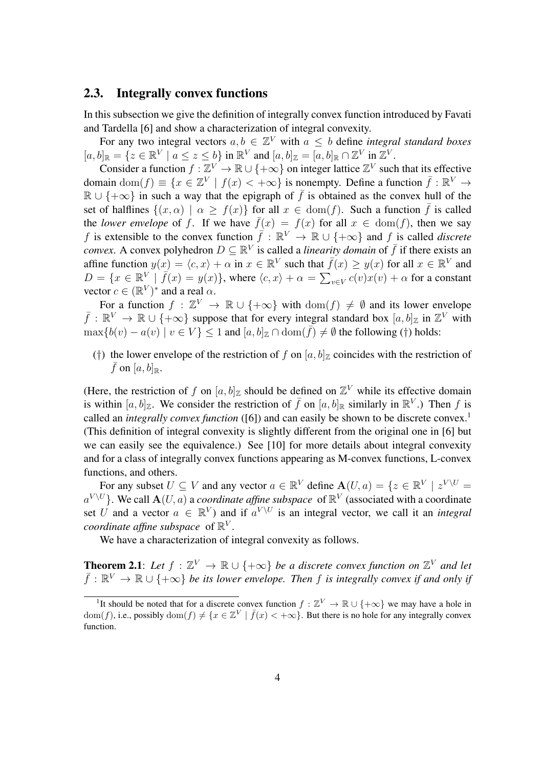## 2.3. Integrally convex functions

In this subsection we give the definition of integrally convex function introduced by Favati and Tardella [6] and show a characterization of integral convexity.

For any two integral vectors $a, b \in \mathbb{Z}^V$ with $a \leq b$ define *integral standard boxes* $[a, b]_{\mathbb{R}} = \{z \in \mathbb{R}^V \mid a \leq z \leq b\}$ in $\mathbb{R}^V$ and $[a, b]_{\mathbb{Z}} = [a, b]_{\mathbb{R}} \cap \mathbb{Z}^V$ in $\mathbb{Z}^V$.

Consider a function $f : \mathbb{Z}^V \to \mathbb{R} \cup \{+\infty\}$ on integer lattice $\mathbb{Z}^V$ such that its effective domain $\mathrm{dom}(f) \equiv \{x \in \mathbb{Z}^V \mid f(x) < +\infty\}$ is nonempty. Define a function $\bar{f} : \mathbb{R}^V \to \mathbb{R} \cup \{+\infty\}$ in such a way that the epigraph of $\bar{f}$ is obtained as the convex hull of the set of halflines $\{(x, \alpha) \mid \alpha \geq f(x)\}$ for all $x \in \mathrm{dom}(f)$. Such a function $\bar{f}$ is called the *lower envelope* of $f$. If we have $\bar{f}(x) = f(x)$ for all $x \in \mathrm{dom}(f)$, then we say $f$ is extensible to the convex function $\bar{f} : \mathbb{R}^V \to \mathbb{R} \cup \{+\infty\}$ and $f$ is called *discrete convex*. A convex polyhedron $D \subseteq \mathbb{R}^V$ is called a *linearity domain* of $\bar{f}$ if there exists an affine function $y(x) = \langle c, x \rangle + \alpha$ in $x \in \mathbb{R}^V$ such that $\bar{f}(x) \geq y(x)$ for all $x \in \mathbb{R}^V$ and $D = \{x \in \mathbb{R}^V \mid \bar{f}(x) = y(x)\}$, where $\langle c, x \rangle + \alpha = \sum_{v \in V} c(v)x(v) + \alpha$ for a constant vector $c \in (\mathbb{R}^V)^*$ and a real $\alpha$.

For a function $f : \mathbb{Z}^V \to \mathbb{R} \cup \{+\infty\}$ with $\mathrm{dom}(f) \neq \emptyset$ and its lower envelope $\bar{f} : \mathbb{R}^V \to \mathbb{R} \cup \{+\infty\}$ suppose that for every integral standard box $[a, b]_{\mathbb{Z}}$ in $\mathbb{Z}^V$ with $\max\{b(v) - a(v) \mid v \in V\} \leq 1$ and $[a, b]_{\mathbb{Z}} \cap \mathrm{dom}(\bar{f}) \neq \emptyset$ the following (†) holds:

- (†) the lower envelope of the restriction of $f$ on $[a, b]_{\mathbb{Z}}$ coincides with the restriction of $\bar{f}$ on $[a, b]_{\mathbb{R}}$.

(Here, the restriction of $f$ on $[a, b]_{\mathbb{Z}}$ should be defined on $\mathbb{Z}^V$ while its effective domain is within $[a, b]_{\mathbb{Z}}$. We consider the restriction of $\bar{f}$ on $[a, b]_{\mathbb{R}}$ similarly in $\mathbb{R}^V$.) Then $f$ is called an *integrally convex function* ([6]) and can easily be shown to be discrete convex.[1] (This definition of integral convexity is slightly different from the original one in [6] but we can easily see the equivalence.) See [10] for more details about integral convexity and for a class of integrally convex functions appearing as M-convex functions, L-convex functions, and others.

For any subset $U \subseteq V$ and any vector $a \in \mathbb{R}^V$ define $\mathbf{A}(U, a) = \{z \in \mathbb{R}^V \mid z^{V \setminus U} = a^{V \setminus U}\}$. We call $\mathbf{A}(U, a)$ a *coordinate affine subspace* of $\mathbb{R}^V$ (associated with a coordinate set $U$ and a vector $a \in \mathbb{R}^V$) and if $a^{V \setminus U}$ is an integral vector, we call it an *integral coordinate affine subspace* of $\mathbb{R}^V$.

We have a characterization of integral convexity as follows.

**Theorem 2.1**: *Let $f : \mathbb{Z}^V \to \mathbb{R} \cup \{+\infty\}$ be a discrete convex function on $\mathbb{Z}^V$ and let $\bar{f} : \mathbb{R}^V \to \mathbb{R} \cup \{+\infty\}$ be its lower envelope. Then $f$ is integrally convex if and only if*

[1] It should be noted that for a discrete convex function $f : \mathbb{Z}^V \to \mathbb{R} \cup \{+\infty\}$ we may have a hole in $\mathrm{dom}(f)$, i.e., possibly $\mathrm{dom}(f) \neq \{x \in \mathbb{Z}^V \mid \bar{f}(x) < +\infty\}$. But there is no hole for any integrally convex function.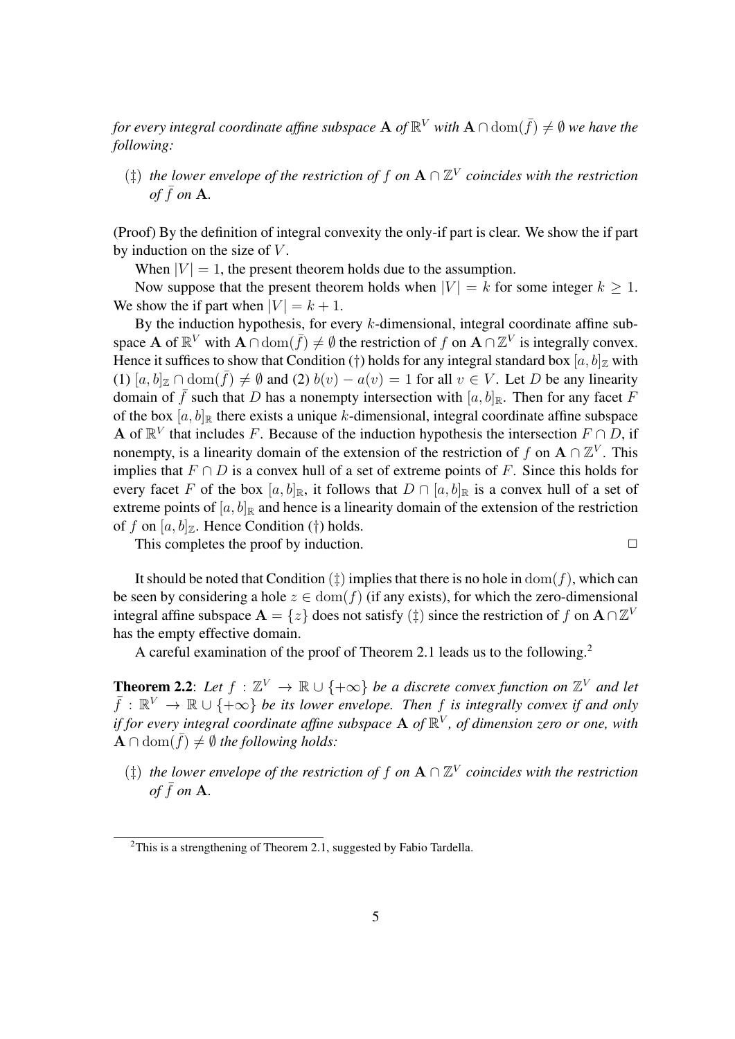*for every integral coordinate affine subspace* $\mathbf{A}$ *of* $\mathbb{R}^V$ *with* $\mathbf{A} \cap \mathrm{dom}(\bar{f}) \neq \emptyset$ *we have the following:*

- (‡) *the lower envelope of the restriction of* $f$ *on* $\mathbf{A} \cap \mathbb{Z}^V$ *coincides with the restriction of* $\bar{f}$ *on* $\mathbf{A}$.

(Proof) By the definition of integral convexity the only-if part is clear. We show the if part by induction on the size of $V$.

When $|V| = 1$, the present theorem holds due to the assumption.

Now suppose that the present theorem holds when $|V| = k$ for some integer $k \geq 1$. We show the if part when $|V| = k + 1$.

By the induction hypothesis, for every $k$-dimensional, integral coordinate affine subspace $\mathbf{A}$ of $\mathbb{R}^V$ with $\mathbf{A} \cap \mathrm{dom}(\bar{f}) \neq \emptyset$ the restriction of $f$ on $\mathbf{A} \cap \mathbb{Z}^V$ is integrally convex. Hence it suffices to show that Condition (†) holds for any integral standard box $[a, b]_{\mathbb{Z}}$ with (1) $[a, b]_{\mathbb{Z}} \cap \mathrm{dom}(\bar{f}) \neq \emptyset$ and (2) $b(v) - a(v) = 1$ for all $v \in V$. Let $D$ be any linearity domain of $\bar{f}$ such that $D$ has a nonempty intersection with $[a, b]_{\mathbb{R}}$. Then for any facet $F$ of the box $[a, b]_{\mathbb{R}}$ there exists a unique $k$-dimensional, integral coordinate affine subspace $\mathbf{A}$ of $\mathbb{R}^V$ that includes $F$. Because of the induction hypothesis the intersection $F \cap D$, if nonempty, is a linearity domain of the extension of the restriction of $f$ on $\mathbf{A} \cap \mathbb{Z}^V$. This implies that $F \cap D$ is a convex hull of a set of extreme points of $F$. Since this holds for every facet $F$ of the box $[a, b]_{\mathbb{R}}$, it follows that $D \cap [a, b]_{\mathbb{R}}$ is a convex hull of a set of extreme points of $[a, b]_{\mathbb{R}}$ and hence is a linearity domain of the extension of the restriction of $f$ on $[a, b]_{\mathbb{Z}}$. Hence Condition (†) holds.

This completes the proof by induction. □

It should be noted that Condition (‡) implies that there is no hole in $\mathrm{dom}(f)$, which can be seen by considering a hole $z \in \mathrm{dom}(f)$ (if any exists), for which the zero-dimensional integral affine subspace $\mathbf{A} = \{z\}$ does not satisfy (‡) since the restriction of $f$ on $\mathbf{A} \cap \mathbb{Z}^V$ has the empty effective domain.

A careful examination of the proof of Theorem 2.1 leads us to the following.[2]

**Theorem 2.2**: *Let* $f : \mathbb{Z}^V \to \mathbb{R} \cup \{+\infty\}$ *be a discrete convex function on* $\mathbb{Z}^V$ *and let* $\bar{f} : \mathbb{R}^V \to \mathbb{R} \cup \{+\infty\}$ *be its lower envelope. Then* $f$ *is integrally convex if and only if for every integral coordinate affine subspace* $\mathbf{A}$ *of* $\mathbb{R}^V$*, of dimension zero or one, with* $\mathbf{A} \cap \mathrm{dom}(\bar{f}) \neq \emptyset$ *the following holds:*

- (‡) *the lower envelope of the restriction of* $f$ *on* $\mathbf{A} \cap \mathbb{Z}^V$ *coincides with the restriction of* $\bar{f}$ *on* $\mathbf{A}$.

---

[2] This is a strengthening of Theorem 2.1, suggested by Fabio Tardella.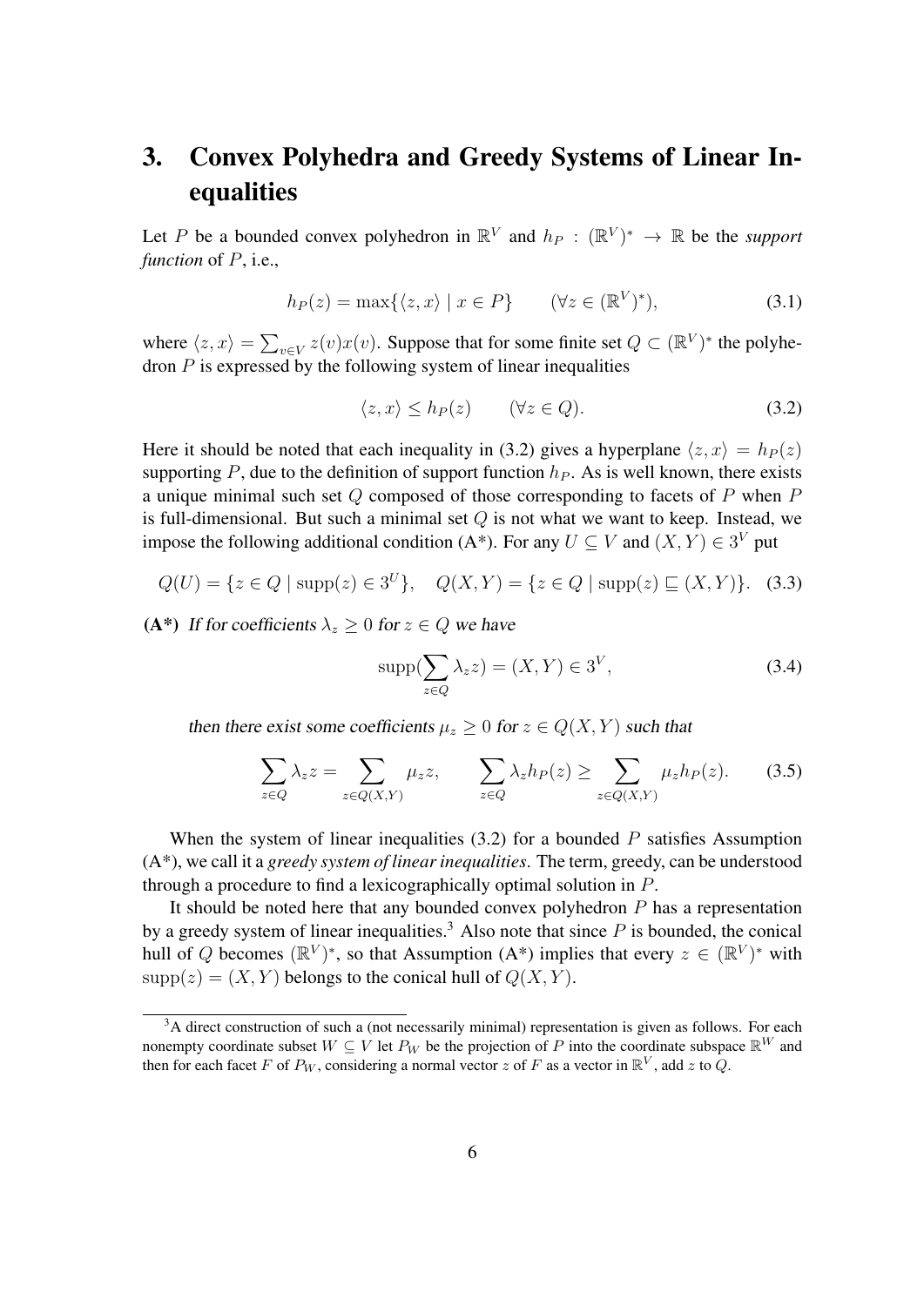# 3. Convex Polyhedra and Greedy Systems of Linear Inequalities

Let $P$ be a bounded convex polyhedron in $\mathbb{R}^V$ and $h_P : (\mathbb{R}^V)^* \to \mathbb{R}$ be the *support function* of $P$, i.e.,

$$h_P(z) = \max\{\langle z, x\rangle \mid x \in P\} \qquad (\forall z \in (\mathbb{R}^V)^*), \tag{3.1}$$

where $\langle z, x\rangle = \sum_{v\in V} z(v)x(v)$. Suppose that for some finite set $Q \subset (\mathbb{R}^V)^*$ the polyhedron $P$ is expressed by the following system of linear inequalities

$$\langle z, x\rangle \leq h_P(z) \qquad (\forall z \in Q). \tag{3.2}$$

Here it should be noted that each inequality in (3.2) gives a hyperplane $\langle z, x\rangle = h_P(z)$ supporting $P$, due to the definition of support function $h_P$. As is well known, there exists a unique minimal such set $Q$ composed of those corresponding to facets of $P$ when $P$ is full-dimensional. But such a minimal set $Q$ is not what we want to keep. Instead, we impose the following additional condition (A\*). For any $U \subseteq V$ and $(X, Y) \in 3^V$ put

$$Q(U) = \{z \in Q \mid \mathrm{supp}(z) \in 3^U\}, \quad Q(X,Y) = \{z \in Q \mid \mathrm{supp}(z) \sqsubseteq (X,Y)\}. \tag{3.3}$$

**(A\*)** *If for coefficients $\lambda_z \geq 0$ for $z \in Q$ we have*

$$\mathrm{supp}(\sum_{z\in Q} \lambda_z z) = (X,Y) \in 3^V, \tag{3.4}$$

*then there exist some coefficients $\mu_z \geq 0$ for $z \in Q(X,Y)$ such that*

$$\sum_{z\in Q} \lambda_z z = \sum_{z\in Q(X,Y)} \mu_z z, \qquad \sum_{z\in Q} \lambda_z h_P(z) \geq \sum_{z\in Q(X,Y)} \mu_z h_P(z). \tag{3.5}$$

When the system of linear inequalities (3.2) for a bounded $P$ satisfies Assumption (A\*), we call it a *greedy system of linear inequalities*. The term, greedy, can be understood through a procedure to find a lexicographically optimal solution in $P$.

It should be noted here that any bounded convex polyhedron $P$ has a representation by a greedy system of linear inequalities.[3] Also note that since $P$ is bounded, the conical hull of $Q$ becomes $(\mathbb{R}^V)^*$, so that Assumption (A\*) implies that every $z \in (\mathbb{R}^V)^*$ with $\mathrm{supp}(z) = (X,Y)$ belongs to the conical hull of $Q(X,Y)$.

[3] A direct construction of such a (not necessarily minimal) representation is given as follows. For each nonempty coordinate subset $W \subseteq V$ let $P_W$ be the projection of $P$ into the coordinate subspace $\mathbb{R}^W$ and then for each facet $F$ of $P_W$, considering a normal vector $z$ of $F$ as a vector in $\mathbb{R}^V$, add $z$ to $Q$.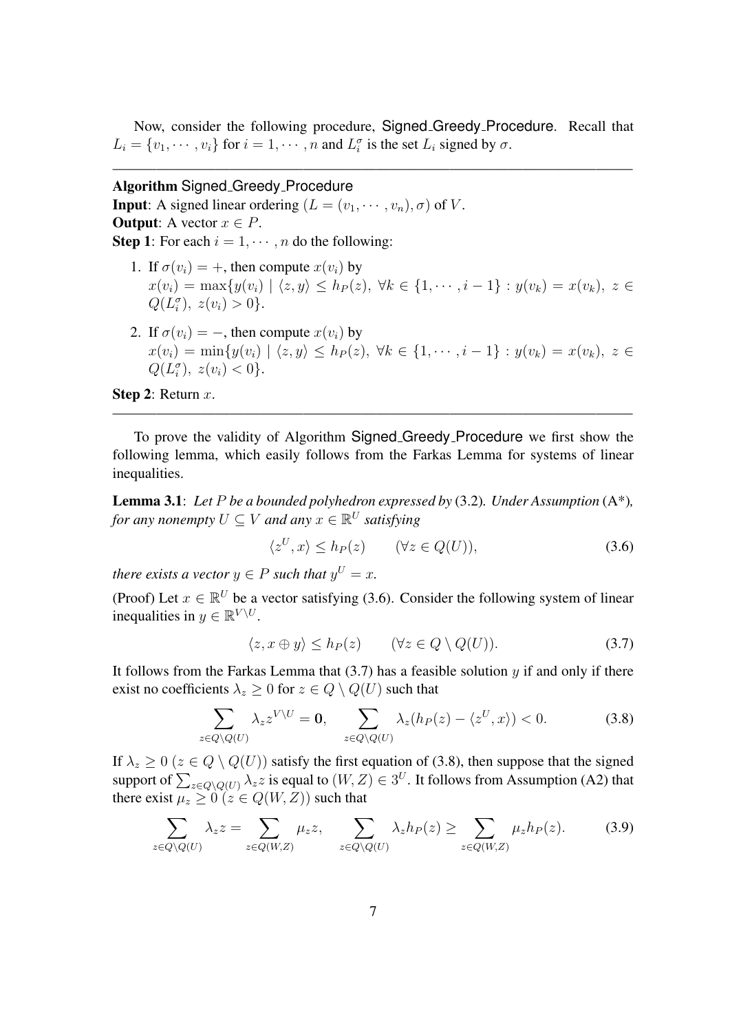Now, consider the following procedure, Signed_Greedy_Procedure. Recall that $L_i = \{v_1, \cdots, v_i\}$ for $i = 1, \cdots, n$ and $L_i^\sigma$ is the set $L_i$ signed by $\sigma$.

---

**Algorithm** Signed_Greedy_Procedure

**Input**: A signed linear ordering $(L = (v_1, \cdots, v_n), \sigma)$ of $V$.

**Output**: A vector $x \in P$.

**Step 1**: For each $i = 1, \cdots, n$ do the following:

1. If $\sigma(v_i) = +$, then compute $x(v_i)$ by
$x(v_i) = \max\{y(v_i) \mid \langle z, y\rangle \leq h_P(z),\ \forall k \in \{1, \cdots, i-1\} : y(v_k) = x(v_k),\ z \in Q(L_i^\sigma),\ z(v_i) > 0\}$.

2. If $\sigma(v_i) = -$, then compute $x(v_i)$ by
$x(v_i) = \min\{y(v_i) \mid \langle z, y\rangle \leq h_P(z),\ \forall k \in \{1, \cdots, i-1\} : y(v_k) = x(v_k),\ z \in Q(L_i^\sigma),\ z(v_i) < 0\}$.

**Step 2**: Return $x$.

---

To prove the validity of Algorithm Signed_Greedy_Procedure we first show the following lemma, which easily follows from the Farkas Lemma for systems of linear inequalities.

**Lemma 3.1**: *Let $P$ be a bounded polyhedron expressed by* (3.2)*. Under Assumption* (A\*)*, for any nonempty $U \subseteq V$ and any $x \in \mathbb{R}^U$ satisfying*

$$\langle z^U, x\rangle \leq h_P(z) \qquad (\forall z \in Q(U)), \tag{3.6}$$

*there exists a vector $y \in P$ such that $y^U = x$.*

(Proof) Let $x \in \mathbb{R}^U$ be a vector satisfying (3.6). Consider the following system of linear inequalities in $y \in \mathbb{R}^{V \setminus U}$.

$$\langle z, x \oplus y\rangle \leq h_P(z) \qquad (\forall z \in Q \setminus Q(U)). \tag{3.7}$$

It follows from the Farkas Lemma that (3.7) has a feasible solution $y$ if and only if there exist no coefficients $\lambda_z \geq 0$ for $z \in Q \setminus Q(U)$ such that

$$\sum_{z \in Q \setminus Q(U)} \lambda_z z^{V \setminus U} = \mathbf{0}, \qquad \sum_{z \in Q \setminus Q(U)} \lambda_z (h_P(z) - \langle z^U, x\rangle) < 0. \tag{3.8}$$

If $\lambda_z \geq 0$ $(z \in Q \setminus Q(U))$ satisfy the first equation of (3.8), then suppose that the signed support of $\sum_{z \in Q \setminus Q(U)} \lambda_z z$ is equal to $(W, Z) \in 3^U$. It follows from Assumption (A2) that there exist $\mu_z \geq 0$ $(z \in Q(W, Z))$ such that

$$\sum_{z \in Q \setminus Q(U)} \lambda_z z = \sum_{z \in Q(W,Z)} \mu_z z, \qquad \sum_{z \in Q \setminus Q(U)} \lambda_z h_P(z) \geq \sum_{z \in Q(W,Z)} \mu_z h_P(z). \tag{3.9}$$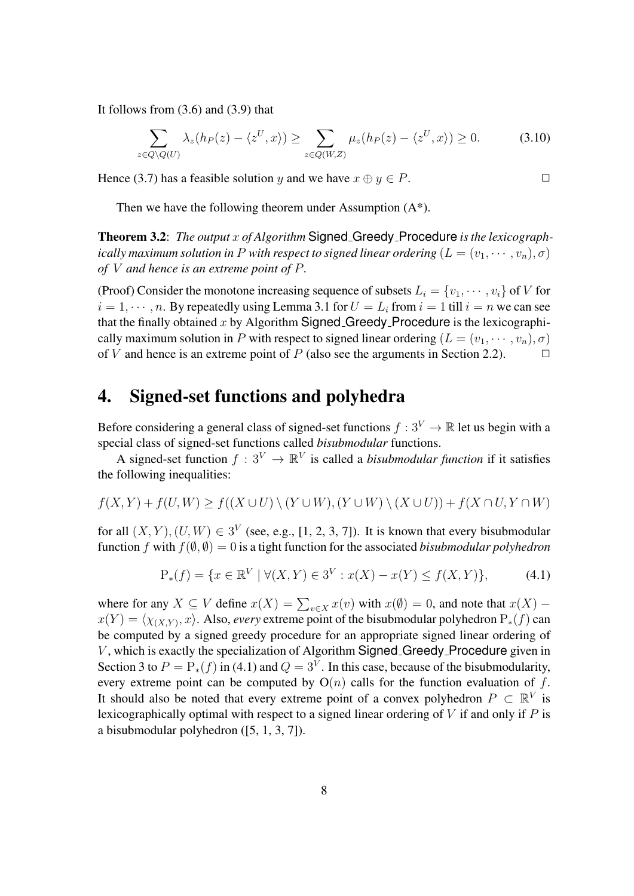It follows from (3.6) and (3.9) that

$$\sum_{z\in Q\setminus Q(U)} \lambda_z(h_P(z) - \langle z^U, x\rangle) \geq \sum_{z\in Q(W,Z)} \mu_z(h_P(z) - \langle z^U, x\rangle) \geq 0. \tag{3.10}$$

Hence (3.7) has a feasible solution $y$ and we have $x \oplus y \in P$. $\square$

Then we have the following theorem under Assumption (A*).

**Theorem 3.2**: *The output $x$ of Algorithm* Signed_Greedy_Procedure *is the lexicographically maximum solution in $P$ with respect to signed linear ordering $(L = (v_1, \cdots, v_n), \sigma)$ of $V$ and hence is an extreme point of $P$.*

(Proof) Consider the monotone increasing sequence of subsets $L_i = \{v_1, \cdots, v_i\}$ of $V$ for $i = 1, \cdots, n$. By repeatedly using Lemma 3.1 for $U = L_i$ from $i = 1$ till $i = n$ we can see that the finally obtained $x$ by Algorithm Signed_Greedy_Procedure is the lexicographically maximum solution in $P$ with respect to signed linear ordering $(L = (v_1, \cdots, v_n), \sigma)$ of $V$ and hence is an extreme point of $P$ (also see the arguments in Section 2.2). $\square$

# 4. Signed-set functions and polyhedra

Before considering a general class of signed-set functions $f : 3^V \to \mathbb{R}$ let us begin with a special class of signed-set functions called *bisubmodular* functions.

A signed-set function $f : 3^V \to \mathbb{R}^V$ is called a *bisubmodular function* if it satisfies the following inequalities:

$$f(X,Y) + f(U,W) \geq f((X\cup U)\setminus(Y\cup W), (Y\cup W)\setminus(X\cup U)) + f(X\cap U, Y\cap W)$$

for all $(X,Y), (U,W) \in 3^V$ (see, e.g., [1, 2, 3, 7]). It is known that every bisubmodular function $f$ with $f(\emptyset,\emptyset) = 0$ is a tight function for the associated *bisubmodular polyhedron*

$$\mathrm{P}_*(f) = \{x \in \mathbb{R}^V \mid \forall (X,Y) \in 3^V : x(X) - x(Y) \leq f(X,Y)\}, \tag{4.1}$$

where for any $X \subseteq V$ define $x(X) = \sum_{v\in X} x(v)$ with $x(\emptyset) = 0$, and note that $x(X) - x(Y) = \langle \chi_{(X,Y)}, x\rangle$. Also, *every* extreme point of the bisubmodular polyhedron $\mathrm{P}_*(f)$ can be computed by a signed greedy procedure for an appropriate signed linear ordering of $V$, which is exactly the specialization of Algorithm Signed_Greedy_Procedure given in Section 3 to $P = \mathrm{P}_*(f)$ in (4.1) and $Q = 3^V$. In this case, because of the bisubmodularity, every extreme point can be computed by $\mathrm{O}(n)$ calls for the function evaluation of $f$. It should also be noted that every extreme point of a convex polyhedron $P \subset \mathbb{R}^V$ is lexicographically optimal with respect to a signed linear ordering of $V$ if and only if $P$ is a bisubmodular polyhedron ([5, 1, 3, 7]).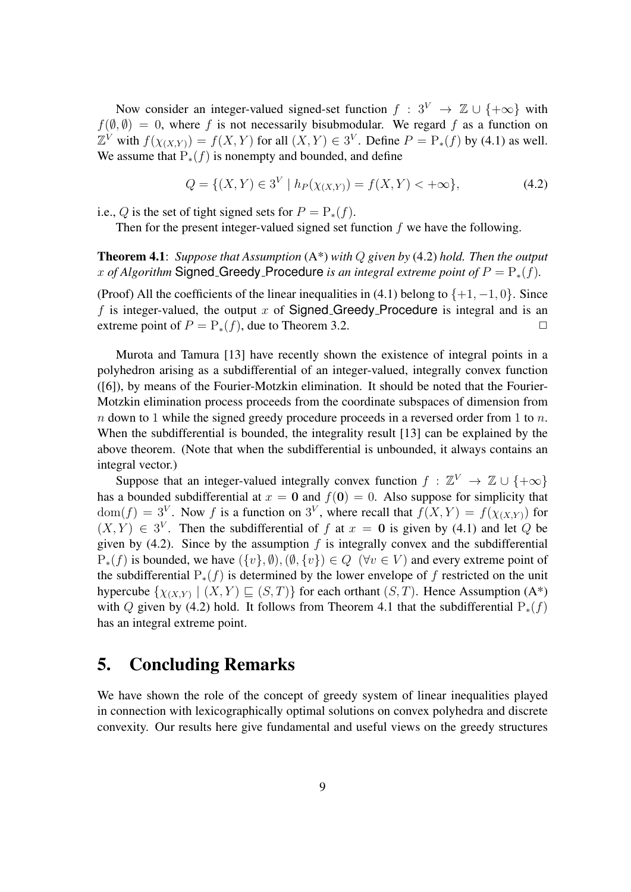Now consider an integer-valued signed-set function $f : 3^V \to \mathbb{Z} \cup \{+\infty\}$ with $f(\emptyset, \emptyset) = 0$, where $f$ is not necessarily bisubmodular. We regard $f$ as a function on $\mathbb{Z}^V$ with $f(\chi_{(X,Y)}) = f(X, Y)$ for all $(X, Y) \in 3^V$. Define $P = \mathrm{P}_*(f)$ by (4.1) as well. We assume that $\mathrm{P}_*(f)$ is nonempty and bounded, and define

$$Q = \{(X, Y) \in 3^V \mid h_P(\chi_{(X,Y)}) = f(X, Y) < +\infty\}, \tag{4.2}$$

i.e., $Q$ is the set of tight signed sets for $P = \mathrm{P}_*(f)$.

Then for the present integer-valued signed set function $f$ we have the following.

**Theorem 4.1**: *Suppose that Assumption* (A*) *with $Q$ given by* (4.2) *hold. Then the output $x$ of Algorithm* Signed_Greedy_Procedure *is an integral extreme point of $P = \mathrm{P}_*(f)$.*

(Proof) All the coefficients of the linear inequalities in (4.1) belong to $\{+1, -1, 0\}$. Since $f$ is integer-valued, the output $x$ of Signed_Greedy_Procedure is integral and is an extreme point of $P = \mathrm{P}_*(f)$, due to Theorem 3.2. $\Box$

Murota and Tamura [13] have recently shown the existence of integral points in a polyhedron arising as a subdifferential of an integer-valued, integrally convex function ([6]), by means of the Fourier-Motzkin elimination. It should be noted that the Fourier-Motzkin elimination process proceeds from the coordinate subspaces of dimension from $n$ down to 1 while the signed greedy procedure proceeds in a reversed order from 1 to $n$. When the subdifferential is bounded, the integrality result [13] can be explained by the above theorem. (Note that when the subdifferential is unbounded, it always contains an integral vector.)

Suppose that an integer-valued integrally convex function $f : \mathbb{Z}^V \to \mathbb{Z} \cup \{+\infty\}$ has a bounded subdifferential at $x = \mathbf{0}$ and $f(\mathbf{0}) = 0$. Also suppose for simplicity that $\mathrm{dom}(f) = 3^V$. Now $f$ is a function on $3^V$, where recall that $f(X, Y) = f(\chi_{(X,Y)})$ for $(X, Y) \in 3^V$. Then the subdifferential of $f$ at $x = \mathbf{0}$ is given by (4.1) and let $Q$ be given by (4.2). Since by the assumption $f$ is integrally convex and the subdifferential $\mathrm{P}_*(f)$ is bounded, we have $(\{v\}, \emptyset), (\emptyset, \{v\}) \in Q$ $(\forall v \in V)$ and every extreme point of the subdifferential $\mathrm{P}_*(f)$ is determined by the lower envelope of $f$ restricted on the unit hypercube $\{\chi_{(X,Y)} \mid (X, Y) \sqsubseteq (S, T)\}$ for each orthant $(S, T)$. Hence Assumption (A*) with $Q$ given by (4.2) hold. It follows from Theorem 4.1 that the subdifferential $\mathrm{P}_*(f)$ has an integral extreme point.

# 5. Concluding Remarks

We have shown the role of the concept of greedy system of linear inequalities played in connection with lexicographically optimal solutions on convex polyhedra and discrete convexity. Our results here give fundamental and useful views on the greedy structures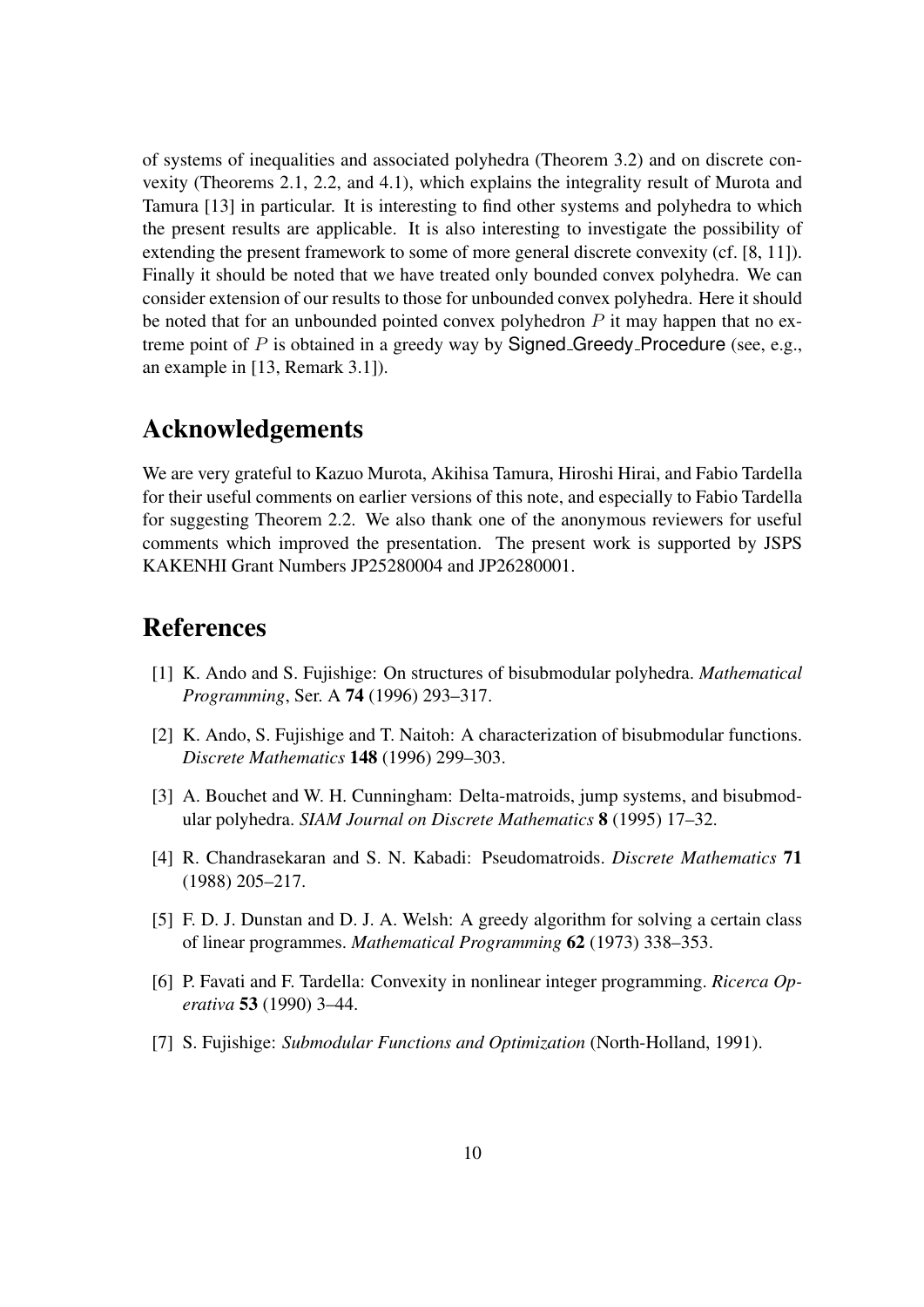of systems of inequalities and associated polyhedra (Theorem 3.2) and on discrete convexity (Theorems 2.1, 2.2, and 4.1), which explains the integrality result of Murota and Tamura [13] in particular. It is interesting to find other systems and polyhedra to which the present results are applicable. It is also interesting to investigate the possibility of extending the present framework to some of more general discrete convexity (cf. [8, 11]). Finally it should be noted that we have treated only bounded convex polyhedra. We can consider extension of our results to those for unbounded convex polyhedra. Here it should be noted that for an unbounded pointed convex polyhedron $P$ it may happen that no extreme point of $P$ is obtained in a greedy way by Signed_Greedy_Procedure (see, e.g., an example in [13, Remark 3.1]).

## Acknowledgements

We are very grateful to Kazuo Murota, Akihisa Tamura, Hiroshi Hirai, and Fabio Tardella for their useful comments on earlier versions of this note, and especially to Fabio Tardella for suggesting Theorem 2.2. We also thank one of the anonymous reviewers for useful comments which improved the presentation. The present work is supported by JSPS KAKENHI Grant Numbers JP25280004 and JP26280001.

## References

[1] K. Ando and S. Fujishige: On structures of bisubmodular polyhedra. *Mathematical Programming*, Ser. A **74** (1996) 293–317.

[2] K. Ando, S. Fujishige and T. Naitoh: A characterization of bisubmodular functions. *Discrete Mathematics* **148** (1996) 299–303.

[3] A. Bouchet and W. H. Cunningham: Delta-matroids, jump systems, and bisubmodular polyhedra. *SIAM Journal on Discrete Mathematics* **8** (1995) 17–32.

[4] R. Chandrasekaran and S. N. Kabadi: Pseudomatroids. *Discrete Mathematics* **71** (1988) 205–217.

[5] F. D. J. Dunstan and D. J. A. Welsh: A greedy algorithm for solving a certain class of linear programmes. *Mathematical Programming* **62** (1973) 338–353.

[6] P. Favati and F. Tardella: Convexity in nonlinear integer programming. *Ricerca Operativa* **53** (1990) 3–44.

[7] S. Fujishige: *Submodular Functions and Optimization* (North-Holland, 1991).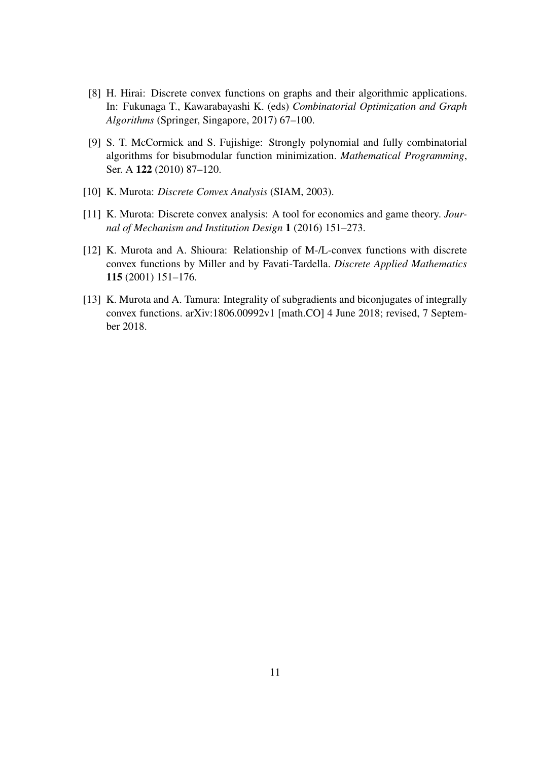[8] H. Hirai: Discrete convex functions on graphs and their algorithmic applications. In: Fukunaga T., Kawarabayashi K. (eds) *Combinatorial Optimization and Graph Algorithms* (Springer, Singapore, 2017) 67–100.

[9] S. T. McCormick and S. Fujishige: Strongly polynomial and fully combinatorial algorithms for bisubmodular function minimization. *Mathematical Programming*, Ser. A **122** (2010) 87–120.

[10] K. Murota: *Discrete Convex Analysis* (SIAM, 2003).

[11] K. Murota: Discrete convex analysis: A tool for economics and game theory. *Journal of Mechanism and Institution Design* **1** (2016) 151–273.

[12] K. Murota and A. Shioura: Relationship of M-/L-convex functions with discrete convex functions by Miller and by Favati-Tardella. *Discrete Applied Mathematics* **115** (2001) 151–176.

[13] K. Murota and A. Tamura: Integrality of subgradients and biconjugates of integrally convex functions. arXiv:1806.00992v1 [math.CO] 4 June 2018; revised, 7 September 2018.